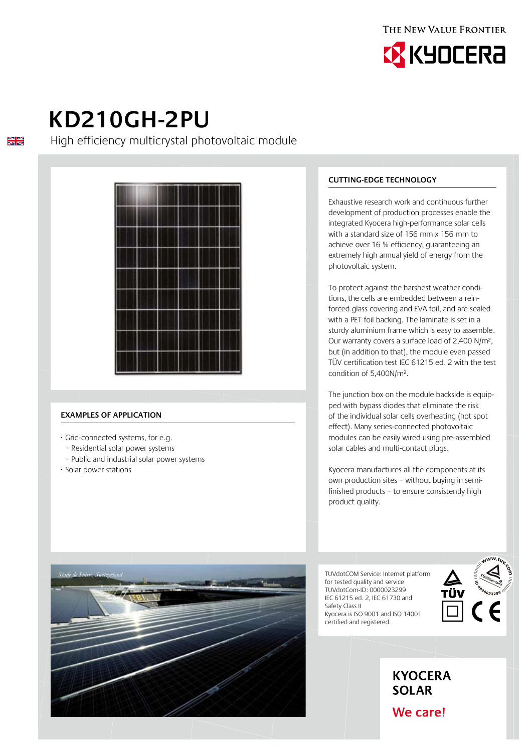THE NEW VALUE FRONTIER

KYOCERA

# KD210GH-2PU

High efficiency multicrystal photovoltaic module

## EXAMPLES OF APPLICATION

- Grid-connected systems, for e.g.
  - Residential solar power systems
  - Public and industrial solar power systems
- Solar power stations

*Stade de Suisse, Switzerland*

## CUTTING-EDGE TECHNOLOGY

Exhaustive research work and continuous further development of production processes enable the integrated Kyocera high-performance solar cells with a standard size of 156 mm x 156 mm to achieve over 16 % efficiency, guaranteeing an extremely high annual yield of energy from the photovoltaic system.

To protect against the harshest weather conditions, the cells are embedded between a reinforced glass covering and EVA foil, and are sealed with a PET foil backing. The laminate is set in a sturdy aluminium frame which is easy to assemble. Our warranty covers a surface load of 2,400 N/m², but (in addition to that), the module even passed TÜV certification test IEC 61215 ed. 2 with the test condition of 5,400N/m².

The junction box on the module backside is equipped with bypass diodes that eliminate the risk of the individual solar cells overheating (hot spot effect). Many series-connected photovoltaic modules can be easily wired using pre-assembled solar cables and multi-contact plugs.

Kyocera manufactures all the components at its own production sites – without buying in semi-finished products – to ensure consistently high product quality.

TUVdotCOM Service: Internet platform for tested quality and service
TUVdotCom-ID: 0000023299
IEC 61215 ed. 2, IEC 61730 and Safety Class II
Kyocera is ISO 9001 and ISO 14001 certified and registered.

**KYOCERA SOLAR**

**We care!**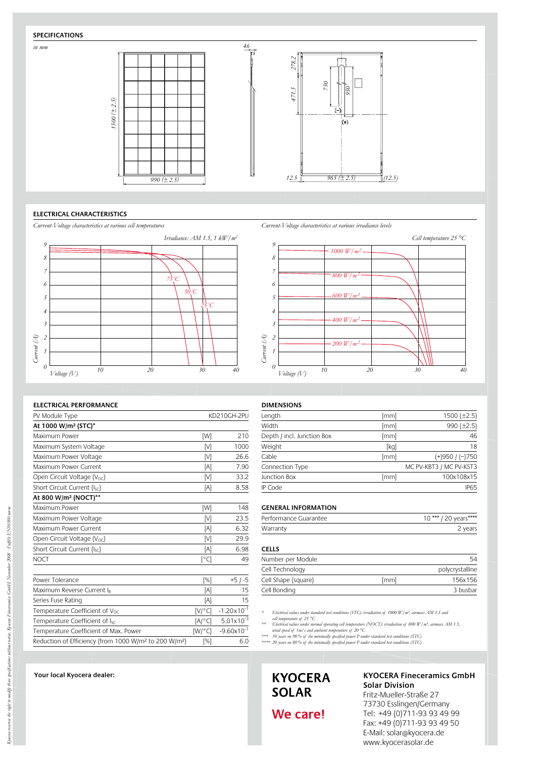## SPECIFICATIONS

*in mm*

1500 (± 2.5)

990 (± 2.5)

46

278.2

471.5

750

950

(−)

(+)

12.5

965 (± 2.5)

(12.5)

## ELECTRICAL CHARACTERISTICS

*Current-Voltage characteristics at various cell temperatures*

Irradiance: AM 1.5, 1 kW/m²

75°C

50°C

25°C

Current (A)

Voltage (V)

0 1 2 3 4 5 6 7 8 9

10 20 30 40

*Current-Voltage characteristics at various irradiance levels*

Cell temperature 25 °C

1000 W/m²

800 W/m²

600 W/m²

400 W/m²

200 W/m²

Current (A)

Voltage (V)

0 1 2 3 4 5 6 7 8 9

10 20 30 40

## ELECTRICAL PERFORMANCE

| | | |
|---|---|---|
| PV Module Type | | KD210GH-2PU |
| **At 1000 W/m² (STC)*** | | |
| Maximum Power | [W] | 210 |
| Maximum System Voltage | [V] | 1000 |
| Maximum Power Voltage | [V] | 26.6 |
| Maximum Power Current | [A] | 7.90 |
| Open Circuit Voltage ($V_{OC}$) | [V] | 33.2 |
| Short Circuit Current ($I_{SC}$) | [A] | 8.58 |
| **At 800 W/m² (NOCT)**** | | |
| Maximum Power | [W] | 148 |
| Maximum Power Voltage | [V] | 23.5 |
| Maximum Power Current | [A] | 6.32 |
| Open Circuit Voltage ($V_{OC}$) | [V] | 29.9 |
| Short Circuit Current ($I_{SC}$) | [A] | 6.98 |
| NOCT | [°C] | 49 |
| Power Tolerance | [%] | +5 / -5 |
| Maximum Reverse Current $I_R$ | [A] | 15 |
| Series Fuse Rating | [A] | 15 |
| Temperature Coefficient of $V_{OC}$ | [V/°C] | $-1.20 \times 10^{-1}$ |
| Temperature Coefficient of $I_{SC}$ | [A/°C] | $5.01 \times 10^{-3}$ |
| Temperature Coefficient of Max. Power | [W/°C] | $-9.60 \times 10^{-1}$ |
| Reduction of Efficiency (from 1000 W/m² to 200 W/m²) | [%] | 6.0 |

## DIMENSIONS

| | | |
|---|---|---|
| Length | [mm] | 1500 (±2.5) |
| Width | [mm] | 990 (±2.5) |
| Depth / incl. Junction Box | [mm] | 46 |
| Weight | [kg] | 18 |
| Cable | [mm] | (+)950 / (−)750 |
| Connection Type | | MC PV-KBT3 / MC PV-KST3 |
| Junction Box | [mm] | 100x108x15 |
| IP Code | | IP65 |

## GENERAL INFORMATION

| | |
|---|---|
| Performance Guarantee | 10 *** / 20 years**** |
| Warranty | 2 years |

## CELLS

| | | |
|---|---|---|
| Number per Module | | 54 |
| Cell Technology | | polycrystalline |
| Cell Shape (square) | [mm] | 156x156 |
| Cell Bonding | | 3 busbar |

\* Electrical values under standard test conditions (STC): irradiation of 1000 W/m², airmass AM 1.5 and cell temperature of 25 °C

\** Electrical values under normal operating cell temperature (NOCT): irradiation of 800 W/m², airmass AM 1.5, wind speed of 1m/s and ambient temperature of 20 °C

\*** 10 years on 90 % of the minimally specified power P under standard test conditions (STC)

\**** 20 years on 80 % of the minimally specified power P under standard test conditions (STC)

**Your local Kyocera dealer:**

**KYOCERA SOLAR**

**We care!**

**KYOCERA Fineceramics GmbH**
**Solar Division**
Fritz-Mueller-Straße 27
73730 Esslingen/Germany
Tel: +49 (0)711-93 93 49 99
Fax: +49 (0)711-93 93 49 50
E-Mail: solar@kyocera.de
www.kyocerasolar.de

*Kyocera reserves the right to modify these specifications without notice. Kyocera Fineceramics GmbH, November 2008 · Fulfils EN50380 norm*